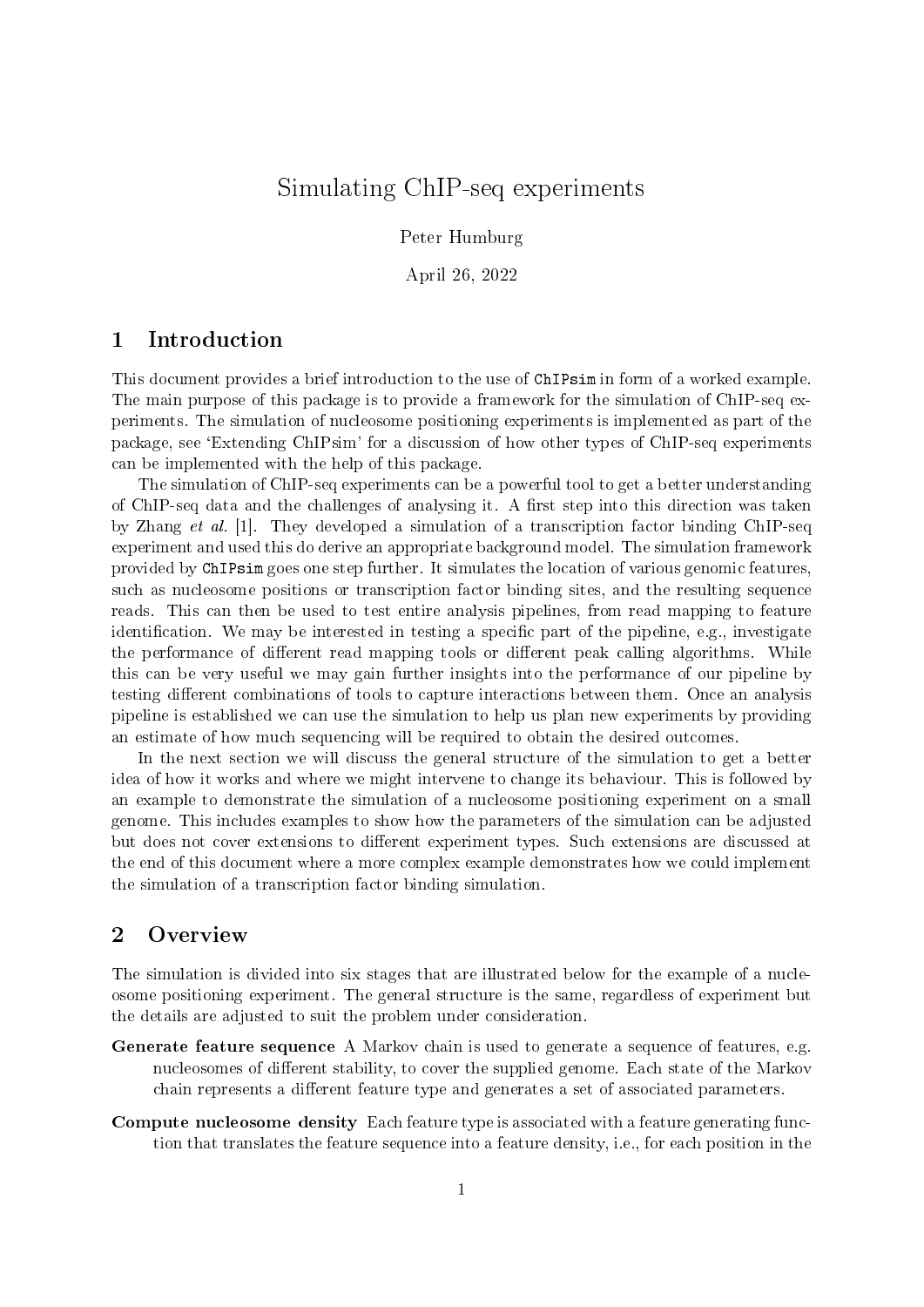# Simulating ChIP-seq experiments

Peter Humburg

April 26, 2022

## 1 Introduction

This document provides a brief introduction to the use of `ChIPsim` in form of a worked example. The main purpose of this package is to provide a framework for the simulation of ChIP-seq experiments. The simulation of nucleosome positioning experiments is implemented as part of the package, see 'Extending ChIPsim' for a discussion of how other types of ChIP-seq experiments can be implemented with the help of this package.

The simulation of ChIP-seq experiments can be a powerful tool to get a better understanding of ChIP-seq data and the challenges of analysing it. A first step into this direction was taken by Zhang *et al.* [1]. They developed a simulation of a transcription factor binding ChIP-seq experiment and used this do derive an appropriate background model. The simulation framework provided by `ChIPsim` goes one step further. It simulates the location of various genomic features, such as nucleosome positions or transcription factor binding sites, and the resulting sequence reads. This can then be used to test entire analysis pipelines, from read mapping to feature identification. We may be interested in testing a specific part of the pipeline, e.g., investigate the performance of different read mapping tools or different peak calling algorithms. While this can be very useful we may gain further insights into the performance of our pipeline by testing different combinations of tools to capture interactions between them. Once an analysis pipeline is established we can use the simulation to help us plan new experiments by providing an estimate of how much sequencing will be required to obtain the desired outcomes.

In the next section we will discuss the general structure of the simulation to get a better idea of how it works and where we might intervene to change its behaviour. This is followed by an example to demonstrate the simulation of a nucleosome positioning experiment on a small genome. This includes examples to show how the parameters of the simulation can be adjusted but does not cover extensions to different experiment types. Such extensions are discussed at the end of this document where a more complex example demonstrates how we could implement the simulation of a transcription factor binding simulation.

## 2 Overview

The simulation is divided into six stages that are illustrated below for the example of a nucleosome positioning experiment. The general structure is the same, regardless of experiment but the details are adjusted to suit the problem under consideration.

**Generate feature sequence** A Markov chain is used to generate a sequence of features, e.g. nucleosomes of different stability, to cover the supplied genome. Each state of the Markov chain represents a different feature type and generates a set of associated parameters.

**Compute nucleosome density** Each feature type is associated with a feature generating function that translates the feature sequence into a feature density, i.e., for each position in the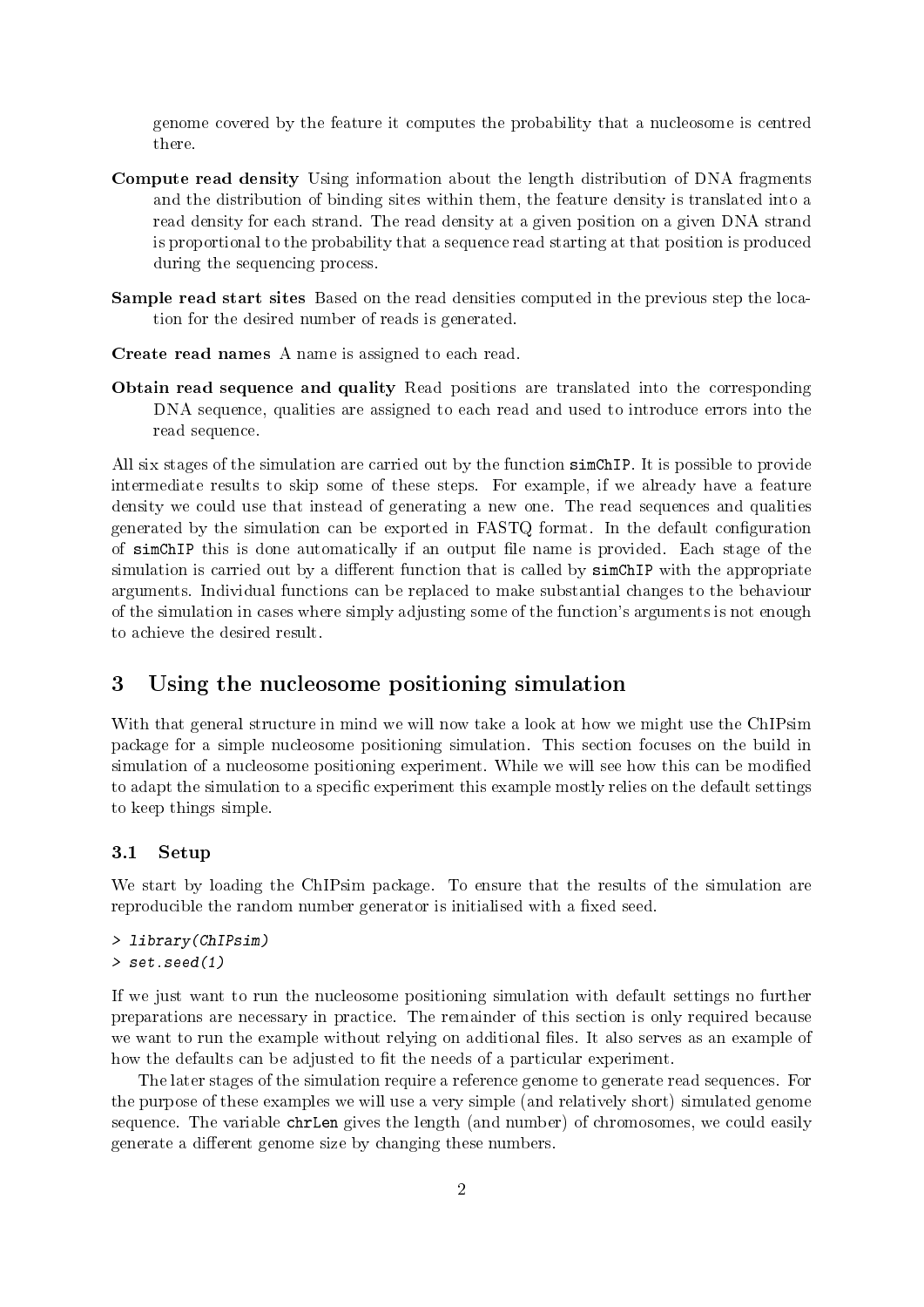genome covered by the feature it computes the probability that a nucleosome is centred there.

**Compute read density** Using information about the length distribution of DNA fragments and the distribution of binding sites within them, the feature density is translated into a read density for each strand. The read density at a given position on a given DNA strand is proportional to the probability that a sequence read starting at that position is produced during the sequencing process.

**Sample read start sites** Based on the read densities computed in the previous step the location for the desired number of reads is generated.

**Create read names** A name is assigned to each read.

**Obtain read sequence and quality** Read positions are translated into the corresponding DNA sequence, qualities are assigned to each read and used to introduce errors into the read sequence.

All six stages of the simulation are carried out by the function `simChIP`. It is possible to provide intermediate results to skip some of these steps. For example, if we already have a feature density we could use that instead of generating a new one. The read sequences and qualities generated by the simulation can be exported in FASTQ format. In the default configuration of `simChIP` this is done automatically if an output file name is provided. Each stage of the simulation is carried out by a different function that is called by `simChIP` with the appropriate arguments. Individual functions can be replaced to make substantial changes to the behaviour of the simulation in cases where simply adjusting some of the function's arguments is not enough to achieve the desired result.

## 3 Using the nucleosome positioning simulation

With that general structure in mind we will now take a look at how we might use the ChIPsim package for a simple nucleosome positioning simulation. This section focuses on the build in simulation of a nucleosome positioning experiment. While we will see how this can be modified to adapt the simulation to a specific experiment this example mostly relies on the default settings to keep things simple.

### 3.1 Setup

We start by loading the ChIPsim package. To ensure that the results of the simulation are reproducible the random number generator is initialised with a fixed seed.

```
> library(ChIPsim)
> set.seed(1)
```

If we just want to run the nucleosome positioning simulation with default settings no further preparations are necessary in practice. The remainder of this section is only required because we want to run the example without relying on additional files. It also serves as an example of how the defaults can be adjusted to fit the needs of a particular experiment.

The later stages of the simulation require a reference genome to generate read sequences. For the purpose of these examples we will use a very simple (and relatively short) simulated genome sequence. The variable `chrLen` gives the length (and number) of chromosomes, we could easily generate a different genome size by changing these numbers.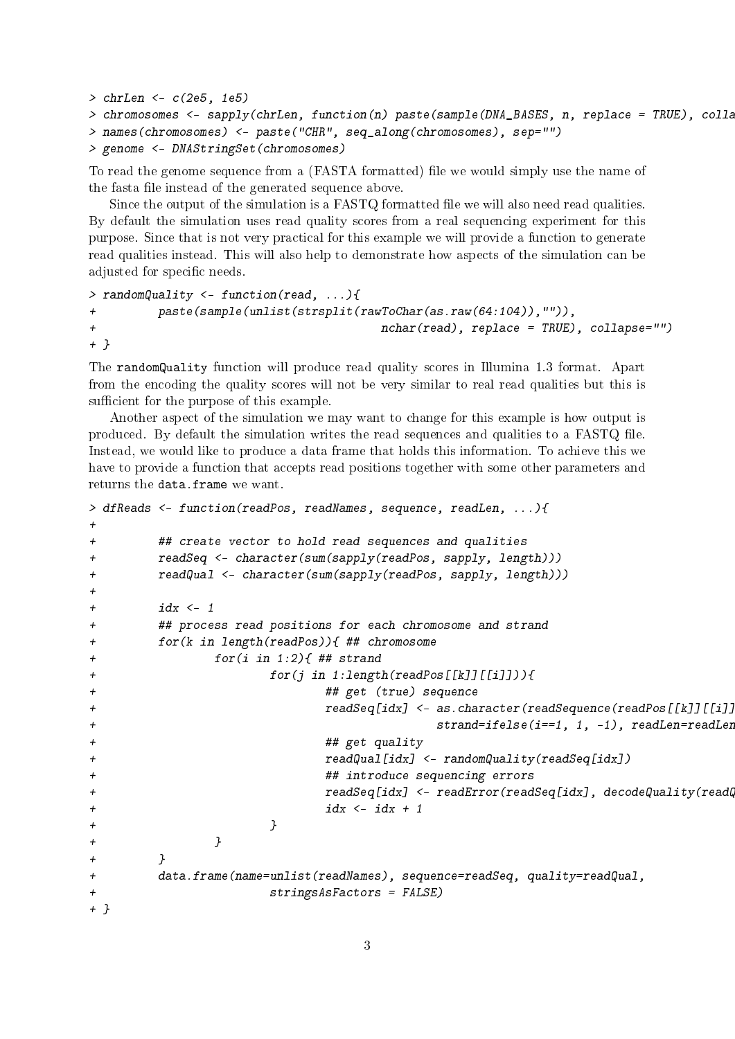```
> chrLen <- c(2e5, 1e5)
> chromosomes <- sapply(chrLen, function(n) paste(sample(DNA_BASES, n, replace = TRUE), colla
> names(chromosomes) <- paste("CHR", seq_along(chromosomes), sep="")
> genome <- DNAStringSet(chromosomes)
```

To read the genome sequence from a (FASTA formatted) file we would simply use the name of the fasta file instead of the generated sequence above.

Since the output of the simulation is a FASTQ formatted file we will also need read qualities. By default the simulation uses read quality scores from a real sequencing experiment for this purpose. Since that is not very practical for this example we will provide a function to generate read qualities instead. This will also help to demonstrate how aspects of the simulation can be adjusted for specific needs.

```
> randomQuality <- function(read, ...){
+         paste(sample(unlist(strsplit(rawToChar(as.raw(64:104)),"")),
+                                         nchar(read), replace = TRUE), collapse="")
+ }
```

The `randomQuality` function will produce read quality scores in Illumina 1.3 format. Apart from the encoding the quality scores will not be very similar to real read qualities but this is sufficient for the purpose of this example.

Another aspect of the simulation we may want to change for this example is how output is produced. By default the simulation writes the read sequences and qualities to a FASTQ file. Instead, we would like to produce a data frame that holds this information. To achieve this we have to provide a function that accepts read positions together with some other parameters and returns the `data.frame` we want.

```
> dfReads <- function(readPos, readNames, sequence, readLen, ...){
+
+         ## create vector to hold read sequences and qualities
+         readSeq <- character(sum(sapply(readPos, sapply, length)))
+         readQual <- character(sum(sapply(readPos, sapply, length)))
+
+         idx <- 1
+         ## process read positions for each chromosome and strand
+         for(k in length(readPos)){ ## chromosome
+                 for(i in 1:2){ ## strand
+                         for(j in 1:length(readPos[[k]][[i]])){
+                                 ## get (true) sequence
+                                 readSeq[idx] <- as.character(readSequence(readPos[[k]][[i]]
+                                                 strand=ifelse(i==1, 1, -1), readLen=readLen
+                                 ## get quality
+                                 readQual[idx] <- randomQuality(readSeq[idx])
+                                 ## introduce sequencing errors
+                                 readSeq[idx] <- readError(readSeq[idx], decodeQuality(readQ
+                                 idx <- idx + 1
+                         }
+                 }
+         }
+         data.frame(name=unlist(readNames), sequence=readSeq, quality=readQual,
+                         stringsAsFactors = FALSE)
+ }
```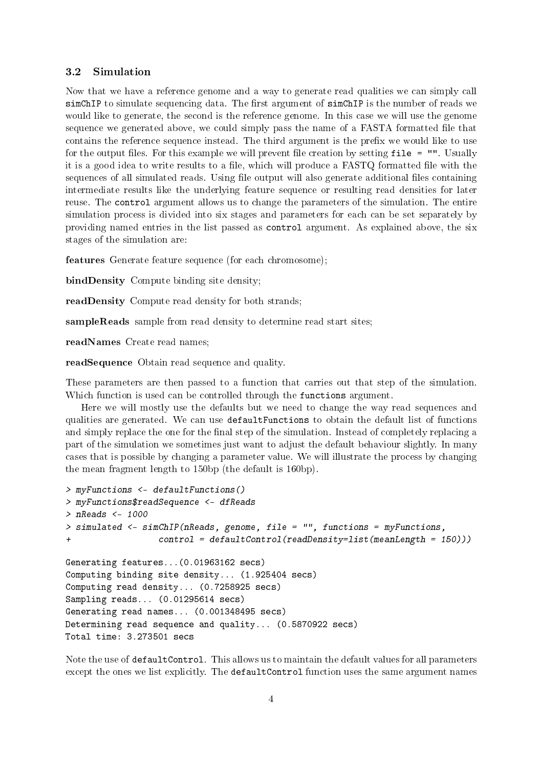### 3.2 Simulation

Now that we have a reference genome and a way to generate read qualities we can simply call `simChIP` to simulate sequencing data. The first argument of `simChIP` is the number of reads we would like to generate, the second is the reference genome. In this case we will use the genome sequence we generated above, we could simply pass the name of a FASTA formatted file that contains the reference sequence instead. The third argument is the prefix we would like to use for the output files. For this example we will prevent file creation by setting `file = ""`. Usually it is a good idea to write results to a file, which will produce a FASTQ formatted file with the sequences of all simulated reads. Using file output will also generate additional files containing intermediate results like the underlying feature sequence or resulting read densities for later reuse. The `control` argument allows us to change the parameters of the simulation. The entire simulation process is divided into six stages and parameters for each can be set separately by providing named entries in the list passed as `control` argument. As explained above, the six stages of the simulation are:

**features** Generate feature sequence (for each chromosome);

**bindDensity** Compute binding site density;

**readDensity** Compute read density for both strands;

**sampleReads** sample from read density to determine read start sites;

**readNames** Create read names;

**readSequence** Obtain read sequence and quality.

These parameters are then passed to a function that carries out that step of the simulation. Which function is used can be controlled through the `functions` argument.

Here we will mostly use the defaults but we need to change the way read sequences and qualities are generated. We can use `defaultFunctions` to obtain the default list of functions and simply replace the one for the final step of the simulation. Instead of completely replacing a part of the simulation we sometimes just want to adjust the default behaviour slightly. In many cases that is possible by changing a parameter value. We will illustrate the process by changing the mean fragment length to 150bp (the default is 160bp).

```
> myFunctions <- defaultFunctions()
> myFunctions$readSequence <- dfReads
> nReads <- 1000
> simulated <- simChIP(nReads, genome, file = "", functions = myFunctions,
+                 control = defaultControl(readDensity=list(meanLength = 150)))

Generating features...(0.01963162 secs)
Computing binding site density... (1.925404 secs)
Computing read density... (0.7258925 secs)
Sampling reads... (0.01295614 secs)
Generating read names... (0.001348495 secs)
Determining read sequence and quality... (0.5870922 secs)
Total time: 3.273501 secs
```

Note the use of `defaultControl`. This allows us to maintain the default values for all parameters except the ones we list explicitly. The `defaultControl` function uses the same argument names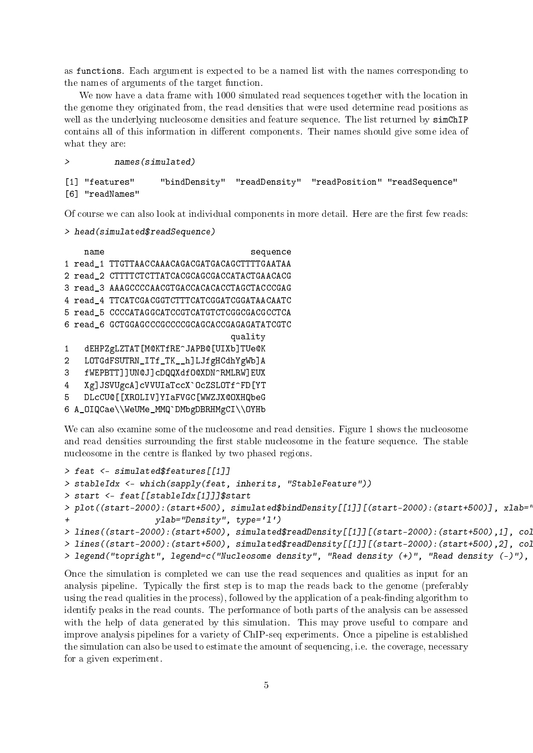as functions. Each argument is expected to be a named list with the names corresponding to the names of arguments of the target function.

We now have a data frame with 1000 simulated read sequences together with the location in the genome they originated from, the read densities that were used determine read positions as well as the underlying nucleosome densities and feature sequence. The list returned by simChIP contains all of this information in different components. Their names should give some idea of what they are:

```
>         names(simulated)

[1] "features"     "bindDensity"  "readDensity"  "readPosition" "readSequence"
[6] "readNames"
```

Of course we can also look at individual components in more detail. Here are the first few reads:

```
> head(simulated$readSequence)

    name                              sequence
1 read_1 TTGTTAACCAAACAGACGATGACAGCTTTTGAATAA
2 read_2 CTTTTCTCTTATCACGCAGCGACCATACTGAACACG
3 read_3 AAAGCCCCAACGTGACCACACACCTAGCTACCCGAG
4 read_4 TTCATCGACGGTCTTTCATCGGATCGGATAACAATC
5 read_5 CCCCATAGGCATCCGTCATGTCTCGGCGACGCCTCA
6 read_6 GCTGGAGCCCGCCCCGCAGCACCGAGAGATATCGTC
                                 quality
1   dEHPZgLZTAT[M@KTfRE^JAPB@[UIXb]TUe@K
2   LOTGdFSUTRN_ITf_TK__h]LJfgHCdhYgWb]A
3   fWEPBTT]]UN@J]cDQQXdfO@XDN^RMLRW]EUX
4   Xg]JSVUgcA]cVVUIaTccX`OcZSLOTf^FD[YT
5   DLcCU@[[XROLIV]YIaFVGC[WWZJX@OXHQbeG
6 A_OIQCae\\WeUMe_MMQ`DMbgDBRHMgCI\\OYHb
```

We can also examine some of the nucleosome and read densities. Figure 1 shows the nucleosome and read densities surrounding the first stable nucleosome in the feature sequence. The stable nucleosome in the centre is flanked by two phased regions.

```
> feat <- simulated$features[[1]]
> stableIdx <- which(sapply(feat, inherits, "StableFeature"))
> start <- feat[[stableIdx[1]]]$start
> plot((start-2000):(start+500), simulated$bindDensity[[1]][(start-2000):(start+500)], xlab="
+                 ylab="Density", type='l')
> lines((start-2000):(start+500), simulated$readDensity[[1]][(start-2000):(start+500),1], col
> lines((start-2000):(start+500), simulated$readDensity[[1]][(start-2000):(start+500),2], col
> legend("topright", legend=c("Nucleosome density", "Read density (+)", "Read density (-)"),
```

Once the simulation is completed we can use the read sequences and qualities as input for an analysis pipeline. Typically the first step is to map the reads back to the genome (preferably using the read qualities in the process), followed by the application of a peak-finding algorithm to identify peaks in the read counts. The performance of both parts of the analysis can be assessed with the help of data generated by this simulation. This may prove useful to compare and improve analysis pipelines for a variety of ChIP-seq experiments. Once a pipeline is established the simulation can also be used to estimate the amount of sequencing, i.e. the coverage, necessary for a given experiment.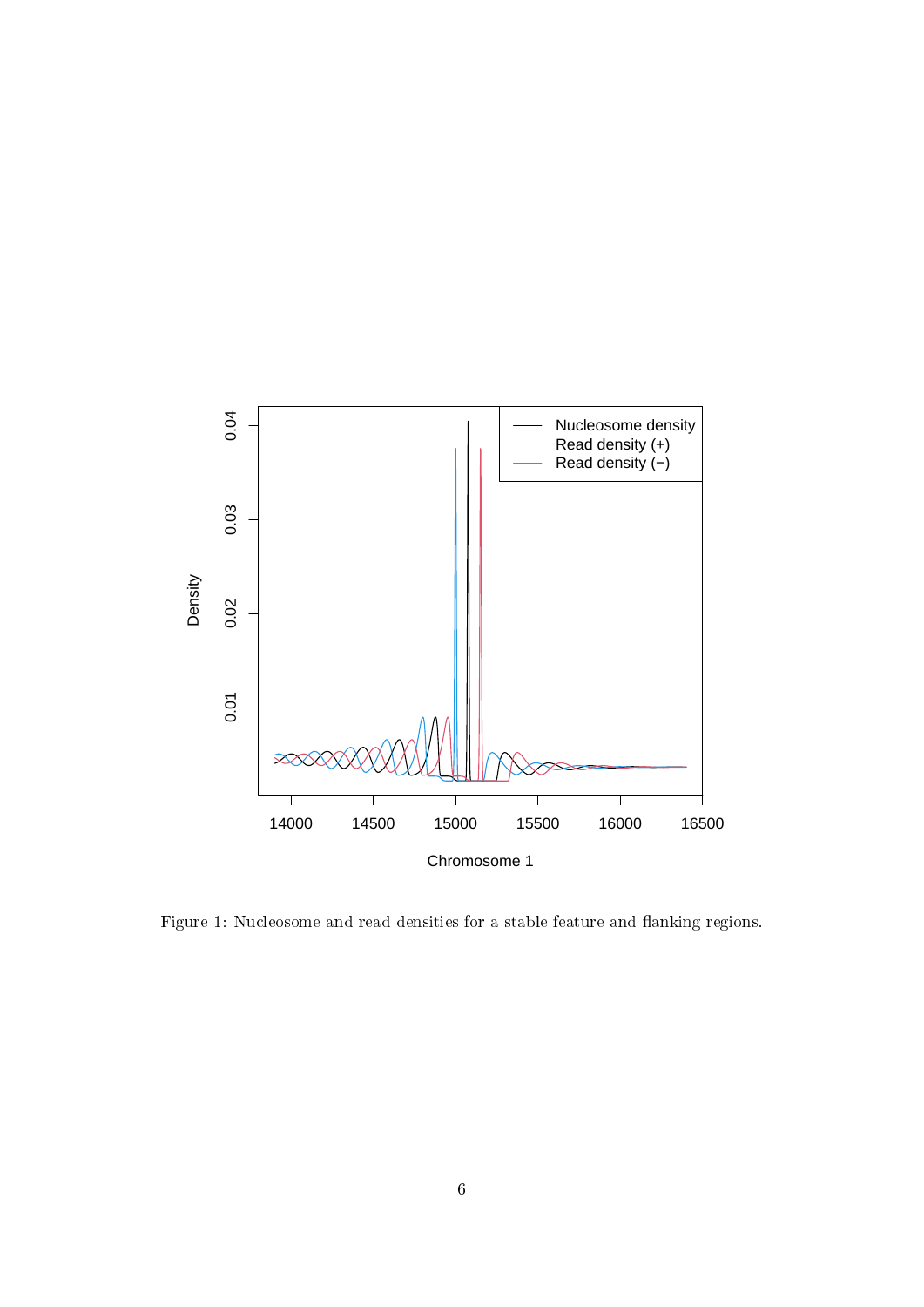Figure 1: Nucleosome and read densities for a stable feature and flanking regions.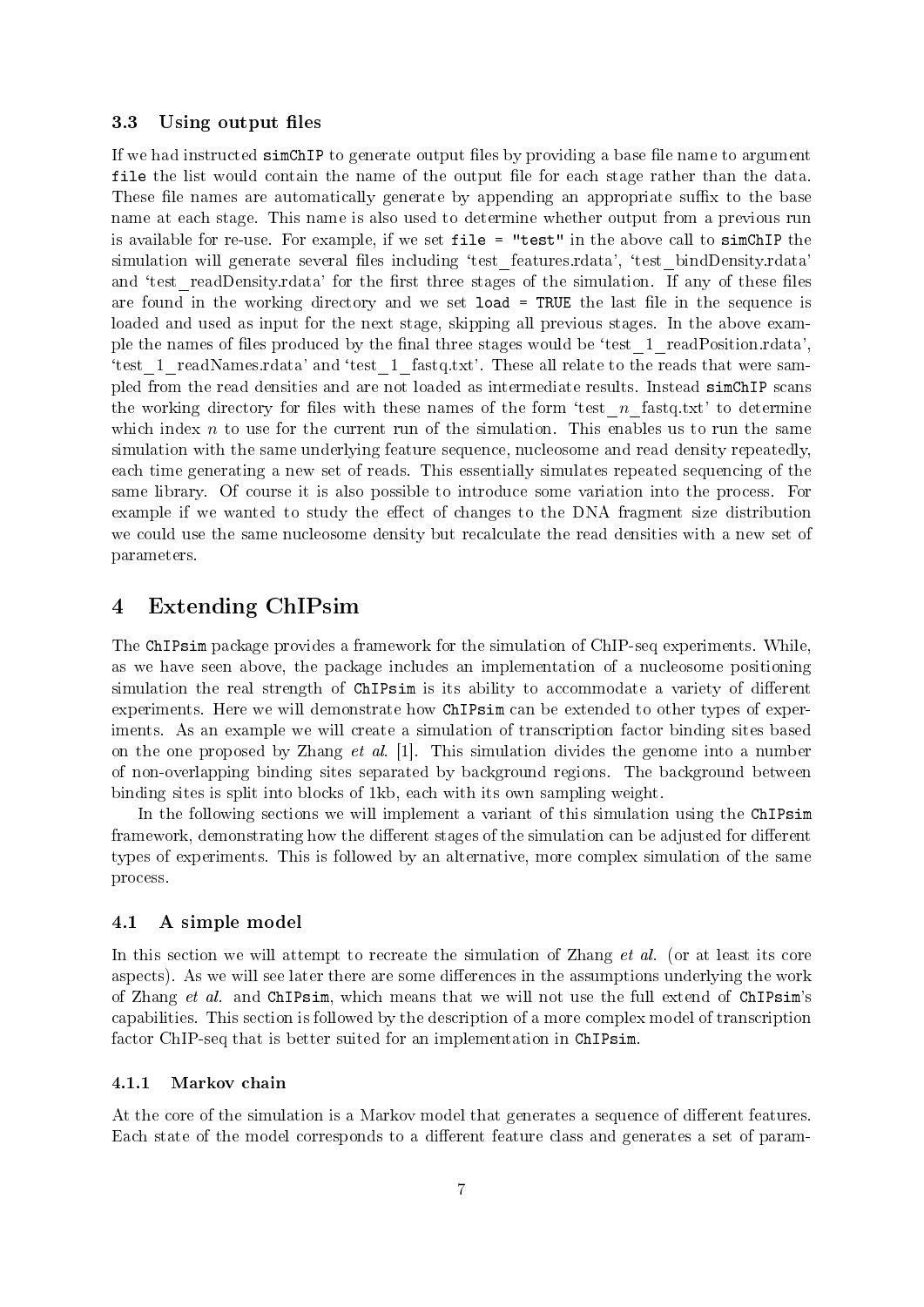### 3.3 Using output files

If we had instructed `simChIP` to generate output files by providing a base file name to argument `file` the list would contain the name of the output file for each stage rather than the data. These file names are automatically generate by appending an appropriate suffix to the base name at each stage. This name is also used to determine whether output from a previous run is available for re-use. For example, if we set `file = "test"` in the above call to `simChIP` the simulation will generate several files including 'test_features.rdata', 'test_bindDensity.rdata' and 'test_readDensity.rdata' for the first three stages of the simulation. If any of these files are found in the working directory and we set `load = TRUE` the last file in the sequence is loaded and used as input for the next stage, skipping all previous stages. In the above example the names of files produced by the final three stages would be 'test_1_readPosition.rdata', 'test_1_readNames.rdata' and 'test_1_fastq.txt'. These all relate to the reads that were sampled from the read densities and are not loaded as intermediate results. Instead `simChIP` scans the working directory for files with these names of the form 'test_*n*_fastq.txt' to determine which index $n$ to use for the current run of the simulation. This enables us to run the same simulation with the same underlying feature sequence, nucleosome and read density repeatedly, each time generating a new set of reads. This essentially simulates repeated sequencing of the same library. Of course it is also possible to introduce some variation into the process. For example if we wanted to study the effect of changes to the DNA fragment size distribution we could use the same nucleosome density but recalculate the read densities with a new set of parameters.

## 4 Extending ChIPsim

The `ChIPsim` package provides a framework for the simulation of ChIP-seq experiments. While, as we have seen above, the package includes an implementation of a nucleosome positioning simulation the real strength of `ChIPsim` is its ability to accommodate a variety of different experiments. Here we will demonstrate how `ChIPsim` can be extended to other types of experiments. As an example we will create a simulation of transcription factor binding sites based on the one proposed by Zhang *et al.* [1]. This simulation divides the genome into a number of non-overlapping binding sites separated by background regions. The background between binding sites is split into blocks of 1kb, each with its own sampling weight.

In the following sections we will implement a variant of this simulation using the `ChIPsim` framework, demonstrating how the different stages of the simulation can be adjusted for different types of experiments. This is followed by an alternative, more complex simulation of the same process.

### 4.1 A simple model

In this section we will attempt to recreate the simulation of Zhang *et al.* (or at least its core aspects). As we will see later there are some differences in the assumptions underlying the work of Zhang *et al.* and `ChIPsim`, which means that we will not use the full extend of `ChIPsim`'s capabilities. This section is followed by the description of a more complex model of transcription factor ChIP-seq that is better suited for an implementation in `ChIPsim`.

#### 4.1.1 Markov chain

At the core of the simulation is a Markov model that generates a sequence of different features. Each state of the model corresponds to a different feature class and generates a set of param-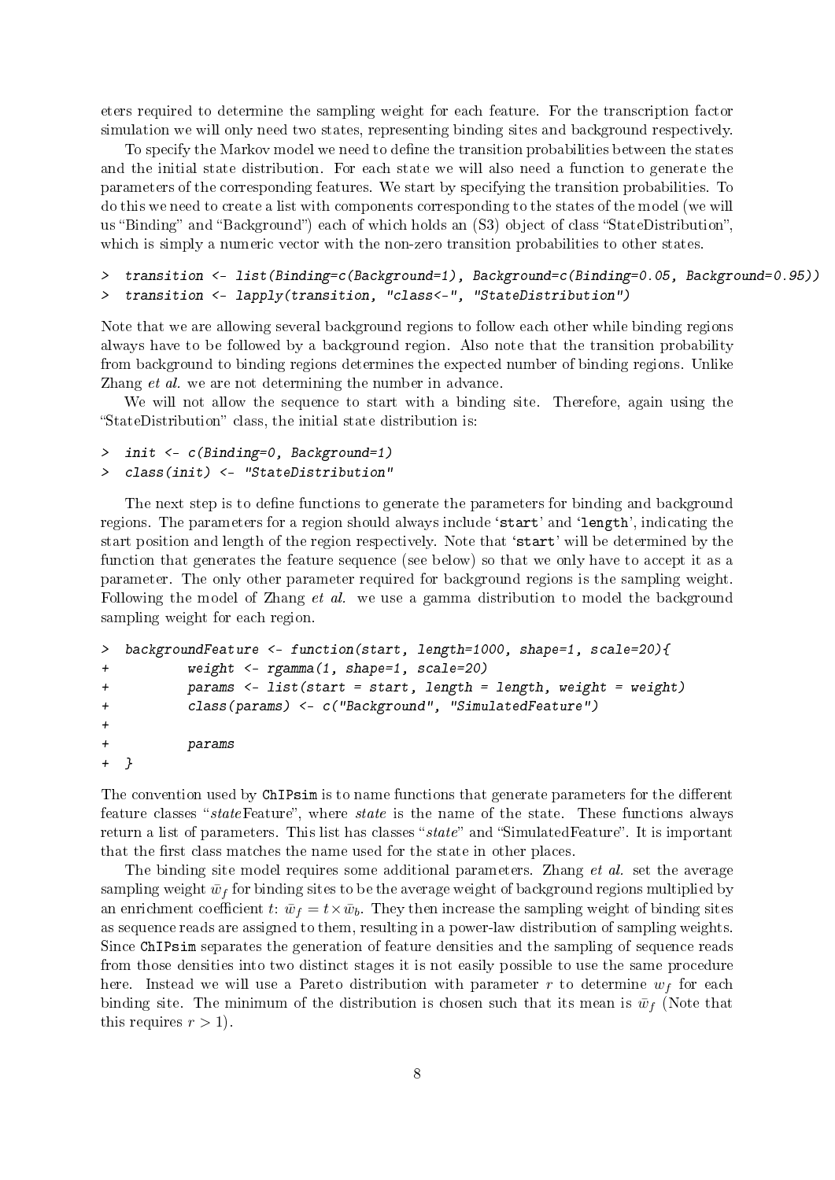eters required to determine the sampling weight for each feature. For the transcription factor simulation we will only need two states, representing binding sites and background respectively.

To specify the Markov model we need to define the transition probabilities between the states and the initial state distribution. For each state we will also need a function to generate the parameters of the corresponding features. We start by specifying the transition probabilities. To do this we need to create a list with components corresponding to the states of the model (we will us "Binding" and "Background") each of which holds an (S3) object of class "StateDistribution", which is simply a numeric vector with the non-zero transition probabilities to other states.

```
> transition <- list(Binding=c(Background=1), Background=c(Binding=0.05, Background=0.95))
> transition <- lapply(transition, "class<-", "StateDistribution")
```

Note that we are allowing several background regions to follow each other while binding regions always have to be followed by a background region. Also note that the transition probability from background to binding regions determines the expected number of binding regions. Unlike Zhang *et al.* we are not determining the number in advance.

We will not allow the sequence to start with a binding site. Therefore, again using the "StateDistribution" class, the initial state distribution is:

```
> init <- c(Binding=0, Background=1)
> class(init) <- "StateDistribution"
```

The next step is to define functions to generate the parameters for binding and background regions. The parameters for a region should always include '`start`' and '`length`', indicating the start position and length of the region respectively. Note that '`start`' will be determined by the function that generates the feature sequence (see below) so that we only have to accept it as a parameter. The only other parameter required for background regions is the sampling weight. Following the model of Zhang *et al.* we use a gamma distribution to model the background sampling weight for each region.

```
> backgroundFeature <- function(start, length=1000, shape=1, scale=20){
+         weight <- rgamma(1, shape=1, scale=20)
+         params <- list(start = start, length = length, weight = weight)
+         class(params) <- c("Background", "SimulatedFeature")
+
+         params
+ }
```

The convention used by `ChIPsim` is to name functions that generate parameters for the different feature classes "*state*Feature", where *state* is the name of the state. These functions always return a list of parameters. This list has classes "*state*" and "SimulatedFeature". It is important that the first class matches the name used for the state in other places.

The binding site model requires some additional parameters. Zhang *et al.* set the average sampling weight $\bar{w}_f$ for binding sites to be the average weight of background regions multiplied by an enrichment coefficient $t$: $\bar{w}_f = t \times \bar{w}_b$. They then increase the sampling weight of binding sites as sequence reads are assigned to them, resulting in a power-law distribution of sampling weights. Since `ChIPsim` separates the generation of feature densities and the sampling of sequence reads from those densities into two distinct stages it is not easily possible to use the same procedure here. Instead we will use a Pareto distribution with parameter $r$ to determine $w_f$ for each binding site. The minimum of the distribution is chosen such that its mean is $\bar{w}_f$ (Note that this requires $r > 1$).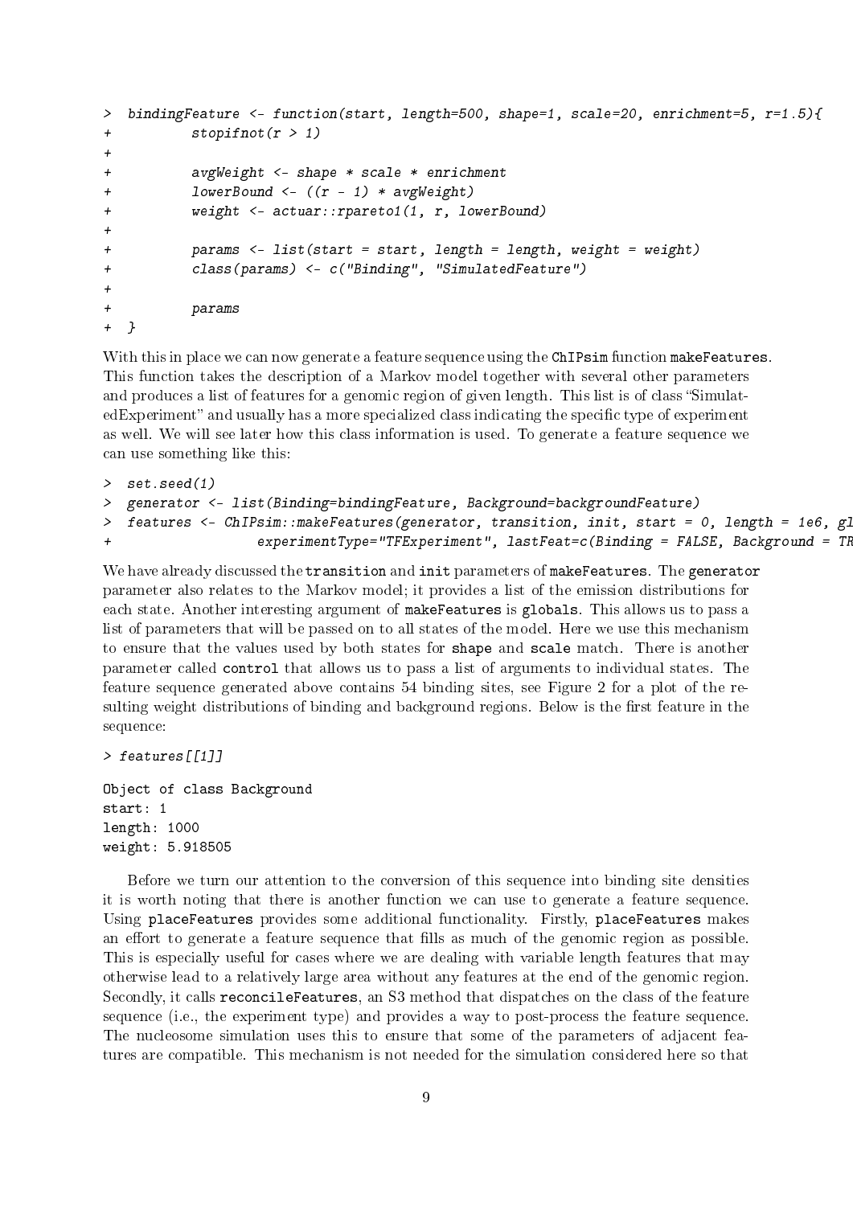```
> bindingFeature <- function(start, length=500, shape=1, scale=20, enrichment=5, r=1.5){
+         stopifnot(r > 1)
+
+         avgWeight <- shape * scale * enrichment
+         lowerBound <- ((r - 1) * avgWeight)
+         weight <- actuar::rpareto1(1, r, lowerBound)
+
+         params <- list(start = start, length = length, weight = weight)
+         class(params) <- c("Binding", "SimulatedFeature")
+
+         params
+ }
```

With this in place we can now generate a feature sequence using the ChIPsim function makeFeatures. This function takes the description of a Markov model together with several other parameters and produces a list of features for a genomic region of given length. This list is of class "SimulatedExperiment" and usually has a more specialized class indicating the specific type of experiment as well. We will see later how this class information is used. To generate a feature sequence we can use something like this:

```
> set.seed(1)
> generator <- list(Binding=bindingFeature, Background=backgroundFeature)
> features <- ChIPsim::makeFeatures(generator, transition, init, start = 0, length = 1e6, gl
+                  experimentType="TFExperiment", lastFeat=c(Binding = FALSE, Background = TR
```

We have already discussed the transition and init parameters of makeFeatures. The generator parameter also relates to the Markov model; it provides a list of the emission distributions for each state. Another interesting argument of makeFeatures is globals. This allows us to pass a list of parameters that will be passed on to all states of the model. Here we use this mechanism to ensure that the values used by both states for shape and scale match. There is another parameter called control that allows us to pass a list of arguments to individual states. The feature sequence generated above contains 54 binding sites, see Figure 2 for a plot of the resulting weight distributions of binding and background regions. Below is the first feature in the sequence:

```
> features[[1]]

Object of class Background
start: 1
length: 1000
weight: 5.918505
```

Before we turn our attention to the conversion of this sequence into binding site densities it is worth noting that there is another function we can use to generate a feature sequence. Using placeFeatures provides some additional functionality. Firstly, placeFeatures makes an effort to generate a feature sequence that fills as much of the genomic region as possible. This is especially useful for cases where we are dealing with variable length features that may otherwise lead to a relatively large area without any features at the end of the genomic region. Secondly, it calls reconcileFeatures, an S3 method that dispatches on the class of the feature sequence (i.e., the experiment type) and provides a way to post-process the feature sequence. The nucleosome simulation uses this to ensure that some of the parameters of adjacent features are compatible. This mechanism is not needed for the simulation considered here so that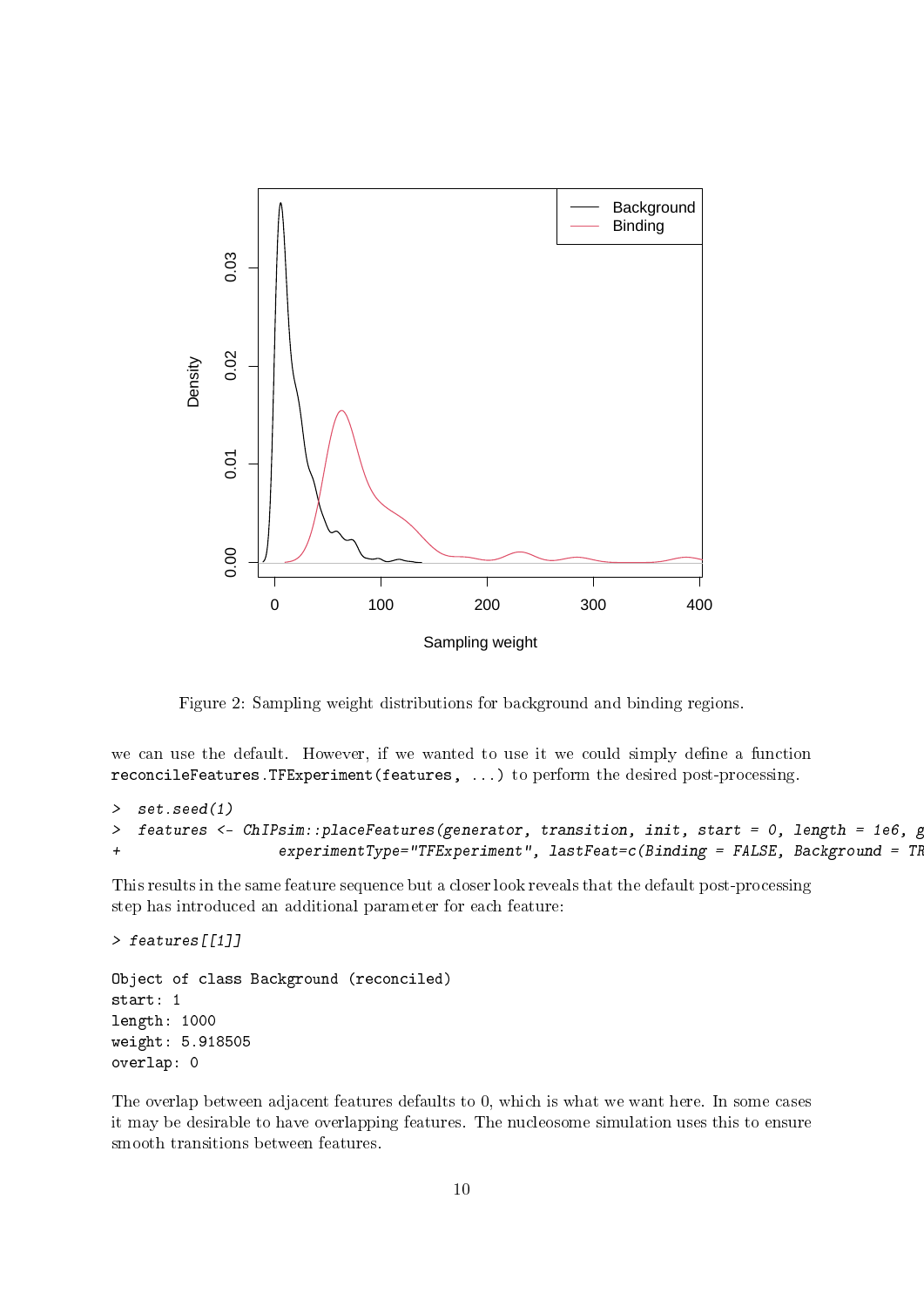Figure 2: Sampling weight distributions for background and binding regions.

we can use the default. However, if we wanted to use it we could simply define a function `reconcileFeatures.TFExperiment(features, ...)` to perform the desired post-processing.

```
> set.seed(1)
> features <- ChIPsim::placeFeatures(generator, transition, init, start = 0, length = 1e6, g
+                  experimentType="TFExperiment", lastFeat=c(Binding = FALSE, Background = TR
```

This results in the same feature sequence but a closer look reveals that the default post-processing step has introduced an additional parameter for each feature:

```
> features[[1]]

Object of class Background (reconciled)
start: 1
length: 1000
weight: 5.918505
overlap: 0
```

The overlap between adjacent features defaults to 0, which is what we want here. In some cases it may be desirable to have overlapping features. The nucleosome simulation uses this to ensure smooth transitions between features.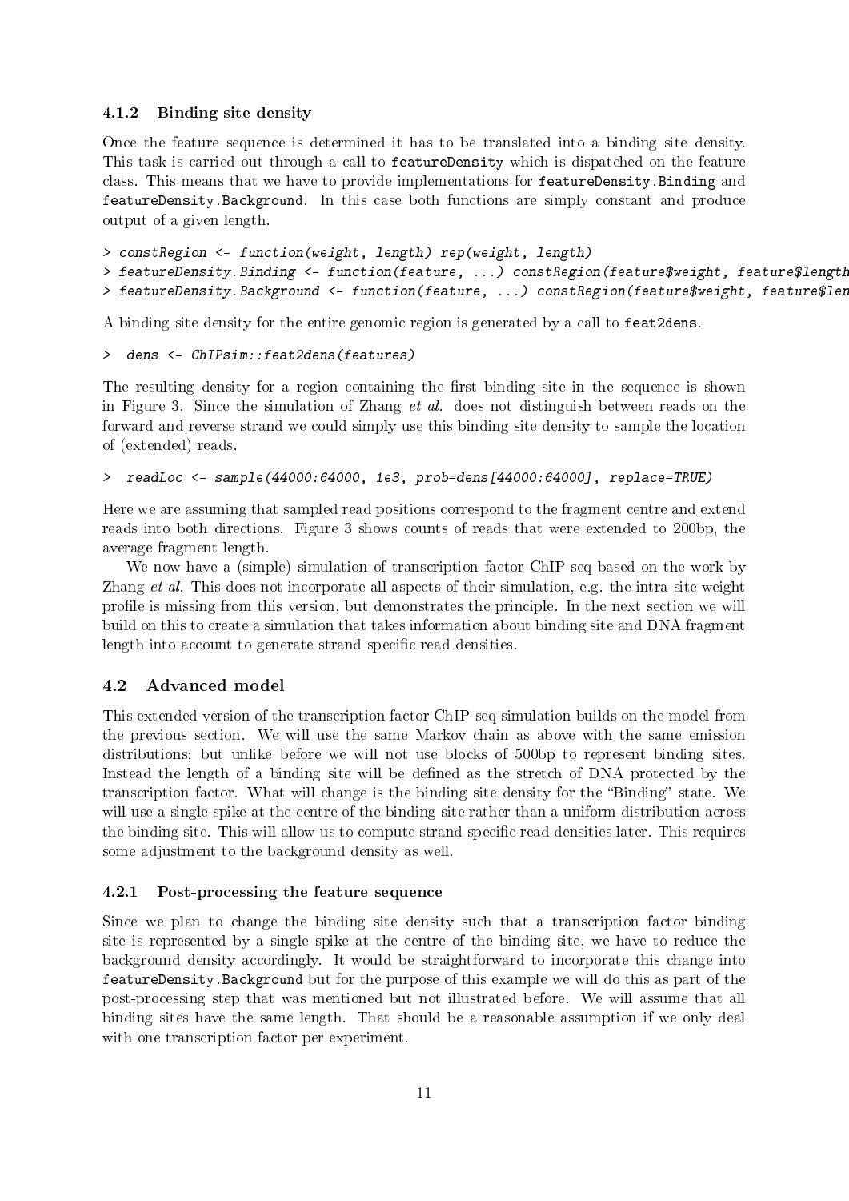### 4.1.2 Binding site density

Once the feature sequence is determined it has to be translated into a binding site density. This task is carried out through a call to `featureDensity` which is dispatched on the feature class. This means that we have to provide implementations for `featureDensity.Binding` and `featureDensity.Background`. In this case both functions are simply constant and produce output of a given length.

```
> constRegion <- function(weight, length) rep(weight, length)
> featureDensity.Binding <- function(feature, ...) constRegion(feature$weight, feature$length
> featureDensity.Background <- function(feature, ...) constRegion(feature$weight, feature$len
```

A binding site density for the entire genomic region is generated by a call to `feat2dens`.

```
>  dens <- ChIPsim::feat2dens(features)
```

The resulting density for a region containing the first binding site in the sequence is shown in Figure 3. Since the simulation of Zhang *et al.* does not distinguish between reads on the forward and reverse strand we could simply use this binding site density to sample the location of (extended) reads.

```
>  readLoc <- sample(44000:64000, 1e3, prob=dens[44000:64000], replace=TRUE)
```

Here we are assuming that sampled read positions correspond to the fragment centre and extend reads into both directions. Figure 3 shows counts of reads that were extended to 200bp, the average fragment length.

We now have a (simple) simulation of transcription factor ChIP-seq based on the work by Zhang *et al.* This does not incorporate all aspects of their simulation, e.g. the intra-site weight profile is missing from this version, but demonstrates the principle. In the next section we will build on this to create a simulation that takes information about binding site and DNA fragment length into account to generate strand specific read densities.

## 4.2 Advanced model

This extended version of the transcription factor ChIP-seq simulation builds on the model from the previous section. We will use the same Markov chain as above with the same emission distributions; but unlike before we will not use blocks of 500bp to represent binding sites. Instead the length of a binding site will be defined as the stretch of DNA protected by the transcription factor. What will change is the binding site density for the "Binding" state. We will use a single spike at the centre of the binding site rather than a uniform distribution across the binding site. This will allow us to compute strand specific read densities later. This requires some adjustment to the background density as well.

### 4.2.1 Post-processing the feature sequence

Since we plan to change the binding site density such that a transcription factor binding site is represented by a single spike at the centre of the binding site, we have to reduce the background density accordingly. It would be straightforward to incorporate this change into `featureDensity.Background` but for the purpose of this example we will do this as part of the post-processing step that was mentioned but not illustrated before. We will assume that all binding sites have the same length. That should be a reasonable assumption if we only deal with one transcription factor per experiment.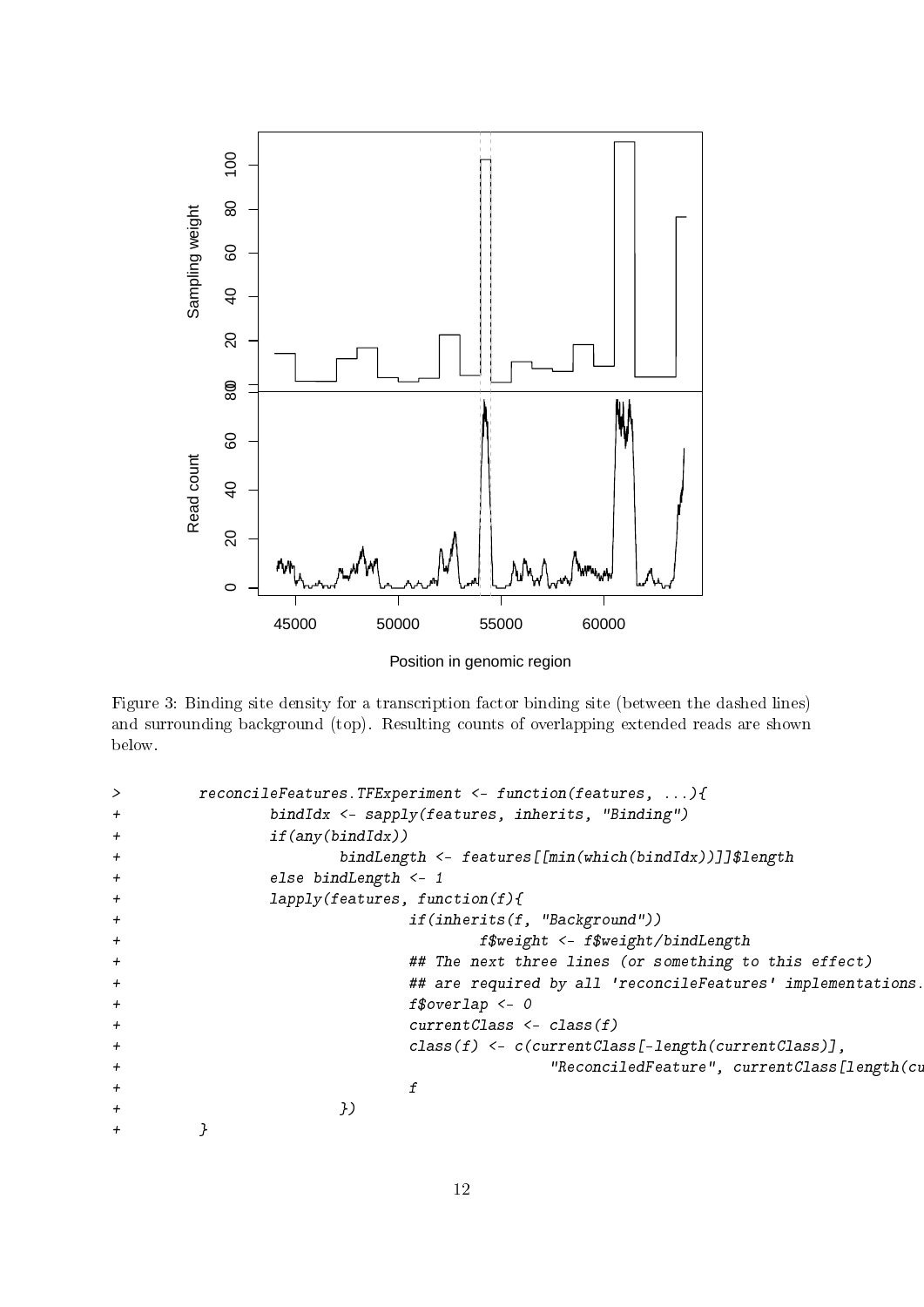Figure 3: Binding site density for a transcription factor binding site (between the dashed lines) and surrounding background (top). Resulting counts of overlapping extended reads are shown below.

```
>         reconcileFeatures.TFExperiment <- function(features, ...){
+                 bindIdx <- sapply(features, inherits, "Binding")
+                 if(any(bindIdx))
+                         bindLength <- features[[min(which(bindIdx))]]$length
+                 else bindLength <- 1
+                 lapply(features, function(f){
+                                 if(inherits(f, "Background"))
+                                         f$weight <- f$weight/bindLength
+                                 ## The next three lines (or something to this effect)
+                                 ## are required by all 'reconcileFeatures' implementations.
+                                 f$overlap <- 0
+                                 currentClass <- class(f)
+                                 class(f) <- c(currentClass[-length(currentClass)],
+                                                 "ReconciledFeature", currentClass[length(cu
+                                 f
+                         })
+         }
```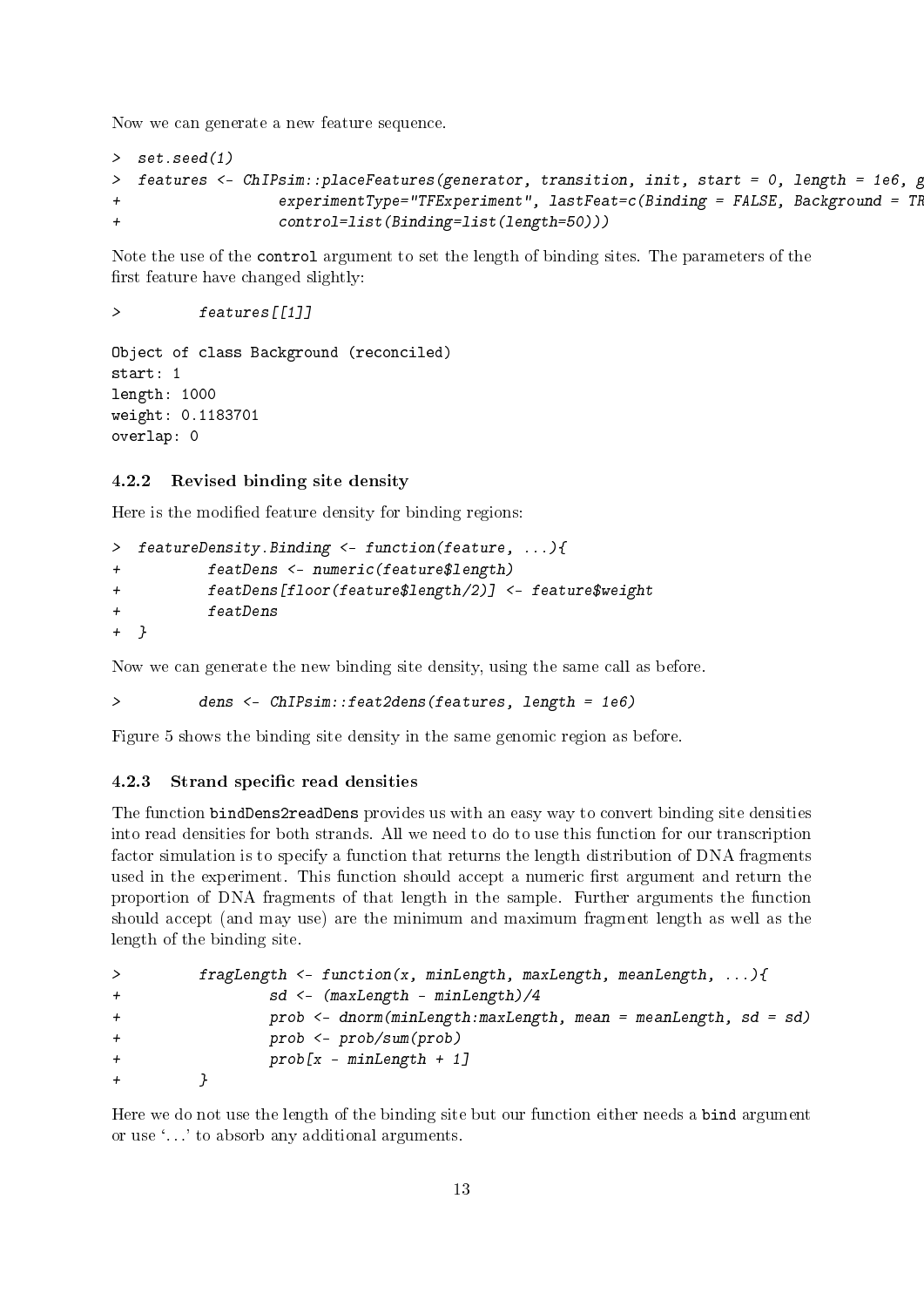Now we can generate a new feature sequence.

```
>  set.seed(1)
>  features <- ChIPsim::placeFeatures(generator, transition, init, start = 0, length = 1e6, g
+                  experimentType="TFExperiment", lastFeat=c(Binding = FALSE, Background = TR
+                  control=list(Binding=list(length=50)))
```

Note the use of the `control` argument to set the length of binding sites. The parameters of the first feature have changed slightly:

```
>         features[[1]]

Object of class Background (reconciled)
start: 1
length: 1000
weight: 0.1183701
overlap: 0
```

### 4.2.2 Revised binding site density

Here is the modified feature density for binding regions:

```
>  featureDensity.Binding <- function(feature, ...){
+          featDens <- numeric(feature$length)
+          featDens[floor(feature$length/2)] <- feature$weight
+          featDens
+  }
```

Now we can generate the new binding site density, using the same call as before.

```
>         dens <- ChIPsim::feat2dens(features, length = 1e6)
```

Figure 5 shows the binding site density in the same genomic region as before.

### 4.2.3 Strand specific read densities

The function `bindDens2readDens` provides us with an easy way to convert binding site densities into read densities for both strands. All we need to do to use this function for our transcription factor simulation is to specify a function that returns the length distribution of DNA fragments used in the experiment. This function should accept a numeric first argument and return the proportion of DNA fragments of that length in the sample. Further arguments the function should accept (and may use) are the minimum and maximum fragment length as well as the length of the binding site.

```
>         fragLength <- function(x, minLength, maxLength, meanLength, ...){
+                 sd <- (maxLength - minLength)/4
+                 prob <- dnorm(minLength:maxLength, mean = meanLength, sd = sd)
+                 prob <- prob/sum(prob)
+                 prob[x - minLength + 1]
+         }
```

Here we do not use the length of the binding site but our function either needs a `bind` argument or use '...' to absorb any additional arguments.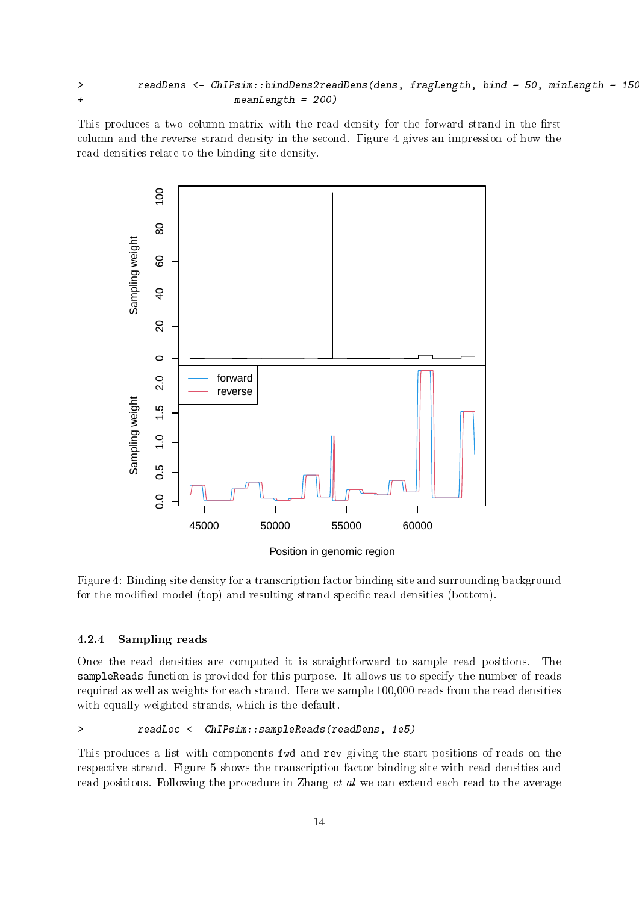```
>        readDens <- ChIPsim::bindDens2readDens(dens, fragLength, bind = 50, minLength = 150
+                          meanLength = 200)
```

This produces a two column matrix with the read density for the forward strand in the first column and the reverse strand density in the second. Figure 4 gives an impression of how the read densities relate to the binding site density.

Figure 4: Binding site density for a transcription factor binding site and surrounding background for the modified model (top) and resulting strand specific read densities (bottom).

#### 4.2.4 Sampling reads

Once the read densities are computed it is straightforward to sample read positions. The `sampleReads` function is provided for this purpose. It allows us to specify the number of reads required as well as weights for each strand. Here we sample 100,000 reads from the read densities with equally weighted strands, which is the default.

```
>        readLoc <- ChIPsim::sampleReads(readDens, 1e5)
```

This produces a list with components `fwd` and `rev` giving the start positions of reads on the respective strand. Figure 5 shows the transcription factor binding site with read densities and read positions. Following the procedure in Zhang *et al* we can extend each read to the average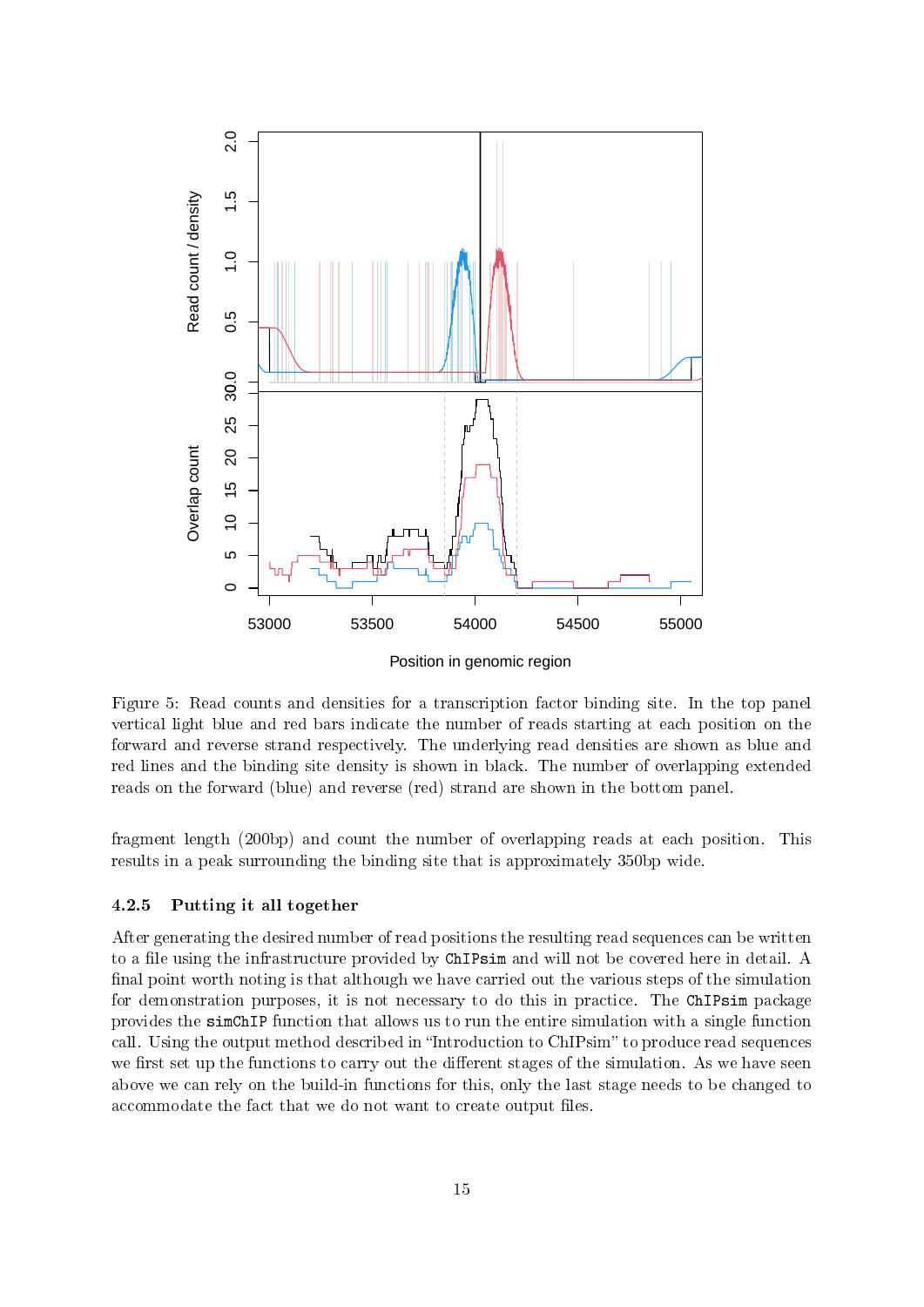Figure 5: Read counts and densities for a transcription factor binding site. In the top panel vertical light blue and red bars indicate the number of reads starting at each position on the forward and reverse strand respectively. The underlying read densities are shown as blue and red lines and the binding site density is shown in black. The number of overlapping extended reads on the forward (blue) and reverse (red) strand are shown in the bottom panel.

fragment length (200bp) and count the number of overlapping reads at each position. This results in a peak surrounding the binding site that is approximately 350bp wide.

### 4.2.5 Putting it all together

After generating the desired number of read positions the resulting read sequences can be written to a file using the infrastructure provided by `ChIPsim` and will not be covered here in detail. A final point worth noting is that although we have carried out the various steps of the simulation for demonstration purposes, it is not necessary to do this in practice. The `ChIPsim` package provides the `simChIP` function that allows us to run the entire simulation with a single function call. Using the output method described in "Introduction to ChIPsim" to produce read sequences we first set up the functions to carry out the different stages of the simulation. As we have seen above we can rely on the build-in functions for this, only the last stage needs to be changed to accommodate the fact that we do not want to create output files.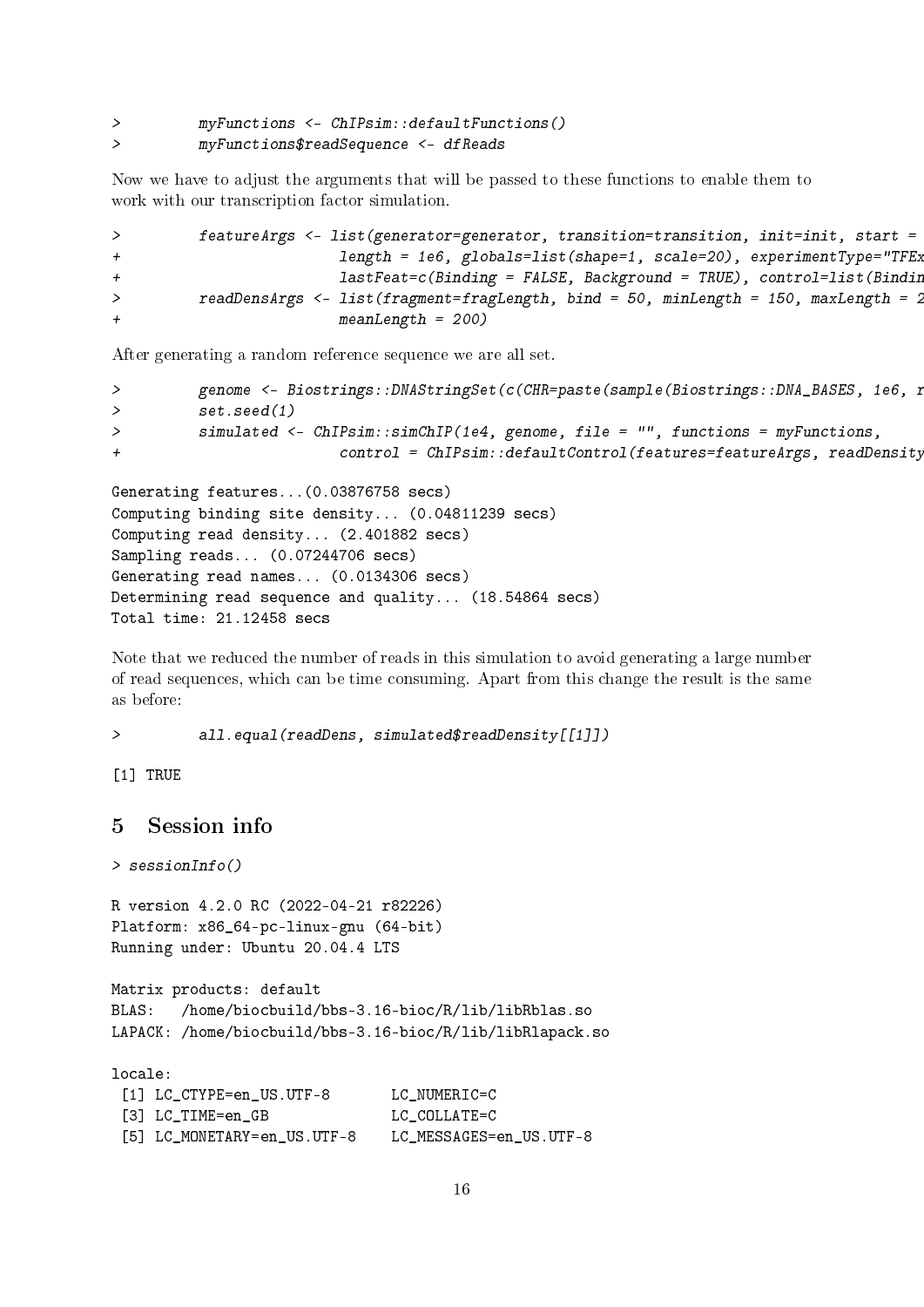```
>         myFunctions <- ChIPsim::defaultFunctions()
>         myFunctions$readSequence <- dfReads
```

Now we have to adjust the arguments that will be passed to these functions to enable them to work with our transcription factor simulation.

```
>         featureArgs <- list(generator=generator, transition=transition, init=init, start = 
+                         length = 1e6, globals=list(shape=1, scale=20), experimentType="TFEx
+                         lastFeat=c(Binding = FALSE, Background = TRUE), control=list(Bindin
>         readDensArgs <- list(fragment=fragLength, bind = 50, minLength = 150, maxLength = 2
+                         meanLength = 200)
```

After generating a random reference sequence we are all set.

```
>         genome <- Biostrings::DNAStringSet(c(CHR=paste(sample(Biostrings::DNA_BASES, 1e6, r
>         set.seed(1)
>         simulated <- ChIPsim::simChIP(1e4, genome, file = "", functions = myFunctions,
+                         control = ChIPsim::defaultControl(features=featureArgs, readDensity

Generating features...(0.03876758 secs)
Computing binding site density... (0.04811239 secs)
Computing read density... (2.401882 secs)
Sampling reads... (0.07244706 secs)
Generating read names... (0.0134306 secs)
Determining read sequence and quality... (18.54864 secs)
Total time: 21.12458 secs
```

Note that we reduced the number of reads in this simulation to avoid generating a large number of read sequences, which can be time consuming. Apart from this change the result is the same as before:

```
>         all.equal(readDens, simulated$readDensity[[1]])

[1] TRUE
```

## 5 Session info

```
> sessionInfo()

R version 4.2.0 RC (2022-04-21 r82226)
Platform: x86_64-pc-linux-gnu (64-bit)
Running under: Ubuntu 20.04.4 LTS

Matrix products: default
BLAS:   /home/biocbuild/bbs-3.16-bioc/R/lib/libRblas.so
LAPACK: /home/biocbuild/bbs-3.16-bioc/R/lib/libRlapack.so

locale:
 [1] LC_CTYPE=en_US.UTF-8       LC_NUMERIC=C
 [3] LC_TIME=en_GB              LC_COLLATE=C
 [5] LC_MONETARY=en_US.UTF-8    LC_MESSAGES=en_US.UTF-8
```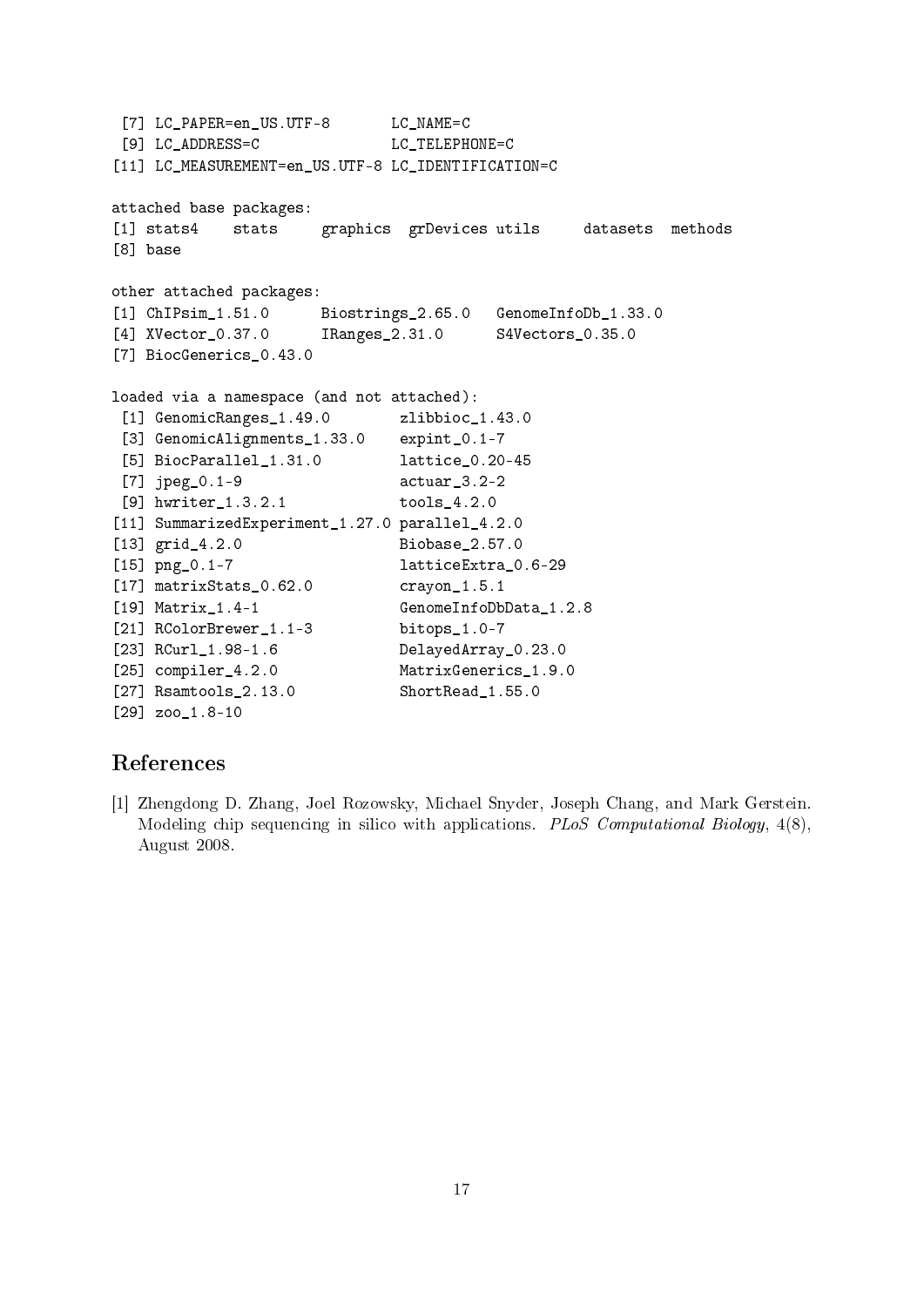```
 [7] LC_PAPER=en_US.UTF-8       LC_NAME=C
 [9] LC_ADDRESS=C               LC_TELEPHONE=C
[11] LC_MEASUREMENT=en_US.UTF-8 LC_IDENTIFICATION=C

attached base packages:
[1] stats4    stats     graphics  grDevices utils     datasets  methods
[8] base

other attached packages:
[1] ChIPsim_1.51.0      Biostrings_2.65.0   GenomeInfoDb_1.33.0
[4] XVector_0.37.0      IRanges_2.31.0      S4Vectors_0.35.0
[7] BiocGenerics_0.43.0

loaded via a namespace (and not attached):
 [1] GenomicRanges_1.49.0        zlibbioc_1.43.0
 [3] GenomicAlignments_1.33.0    expint_0.1-7
 [5] BiocParallel_1.31.0         lattice_0.20-45
 [7] jpeg_0.1-9                  actuar_3.2-2
 [9] hwriter_1.3.2.1             tools_4.2.0
[11] SummarizedExperiment_1.27.0 parallel_4.2.0
[13] grid_4.2.0                  Biobase_2.57.0
[15] png_0.1-7                   latticeExtra_0.6-29
[17] matrixStats_0.62.0          crayon_1.5.1
[19] Matrix_1.4-1                GenomeInfoDbData_1.2.8
[21] RColorBrewer_1.1-3          bitops_1.0-7
[23] RCurl_1.98-1.6              DelayedArray_0.23.0
[25] compiler_4.2.0              MatrixGenerics_1.9.0
[27] Rsamtools_2.13.0            ShortRead_1.55.0
[29] zoo_1.8-10
```

## References

[1] Zhengdong D. Zhang, Joel Rozowsky, Michael Snyder, Joseph Chang, and Mark Gerstein. Modeling chip sequencing in silico with applications. *PLoS Computational Biology*, 4(8), August 2008.